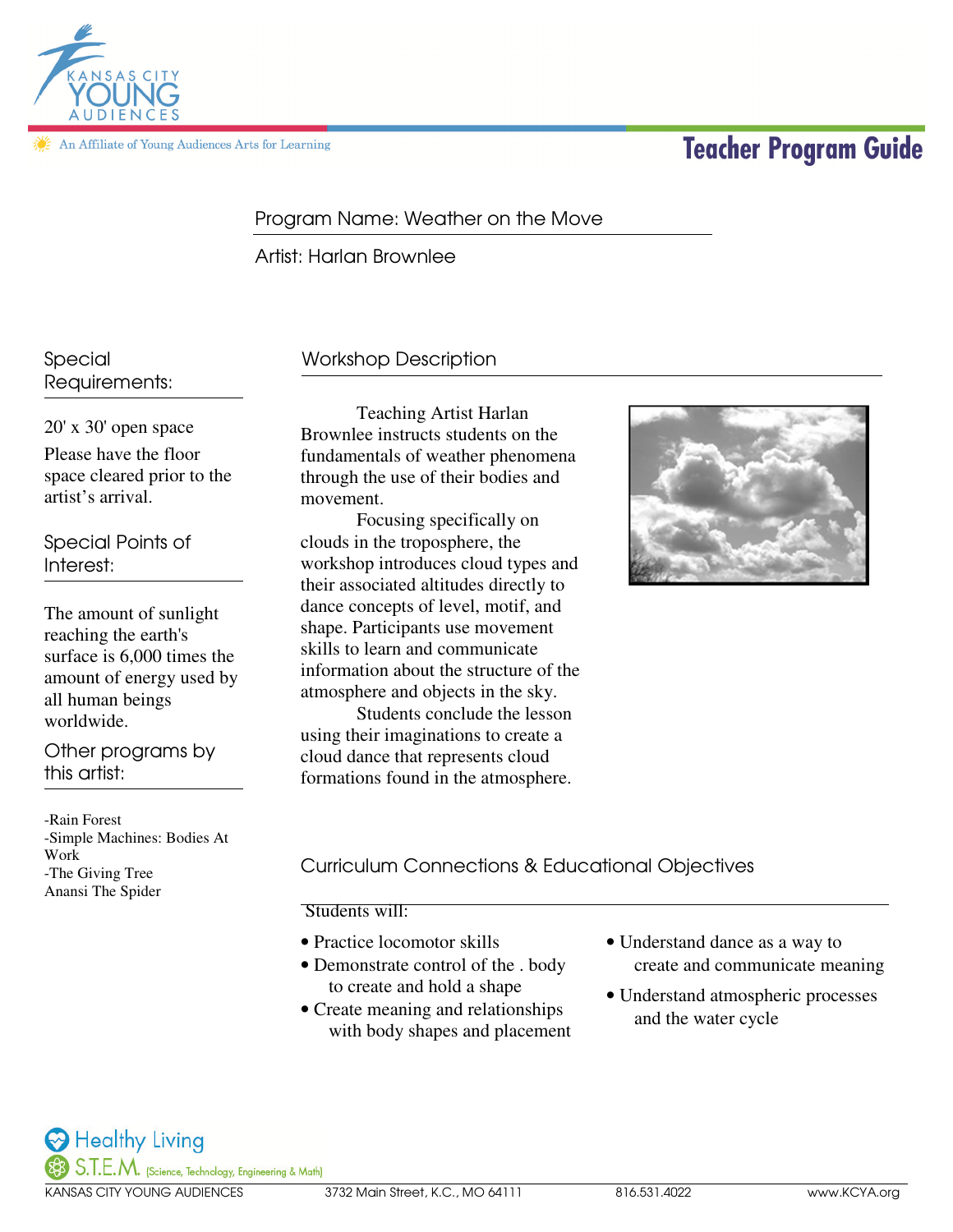Kansas City Young Audiences

An Affiliate of Young Audiences Arts for Learning

# Teacher Program Guide

Program Name: Weather on the Move

Artist: Harlan Brownlee

## Workshop Description

Teaching Artist Harlan Brownlee instructs students on the fundamentals of weather phenomena through the use of their bodies and movement.

Focusing specifically on clouds in the troposphere, the workshop introduces cloud types and their associated altitudes directly to dance concepts of level, motif, and shape. Participants use movement skills to learn and communicate information about the structure of the atmosphere and objects in the sky.

Students conclude the lesson using their imaginations to create a cloud dance that represents cloud formations found in the atmosphere.

## Special Requirements:

20' x 30' open space

Please have the floor space cleared prior to the artist's arrival.

## Special Points of Interest:

The amount of sunlight reaching the earth's surface is 6,000 times the amount of energy used by all human beings worldwide.

## Other programs by this artist:

-Rain Forest
-Simple Machines: Bodies At Work
-The Giving Tree
Anansi The Spider

## Curriculum Connections & Educational Objectives

Students will:

- Practice locomotor skills
- Demonstrate control of the . body to create and hold a shape
- Create meaning and relationships with body shapes and placement
- Understand dance as a way to create and communicate meaning
- Understand atmospheric processes and the water cycle

Healthy Living

S.T.E.M. (Science, Technology, Engineering & Math)

KANSAS CITY YOUNG AUDIENCES 3732 Main Street, K.C., MO 64111 816.531.4022 www.KCYA.org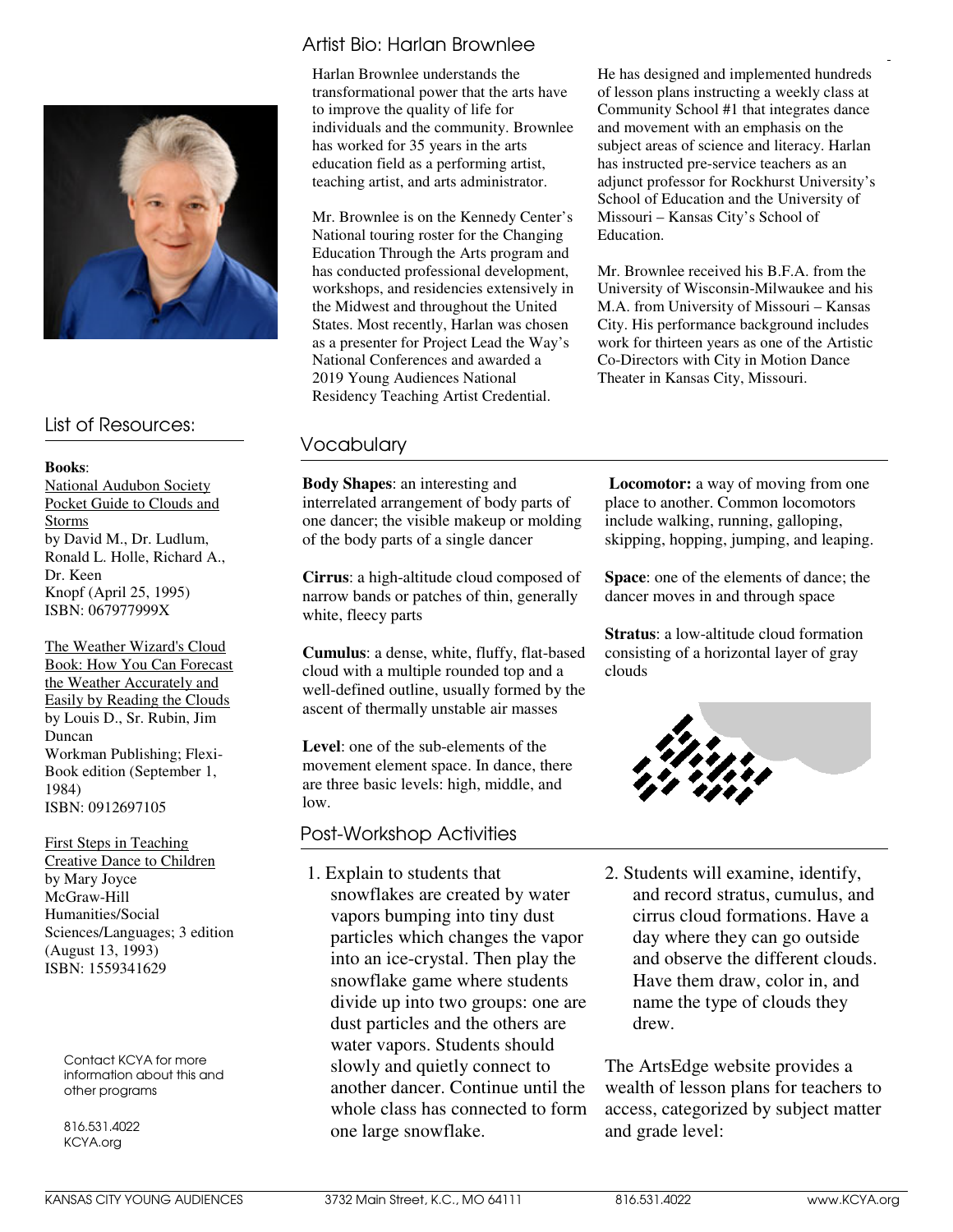## Artist Bio: Harlan Brownlee

Harlan Brownlee understands the transformational power that the arts have to improve the quality of life for individuals and the community. Brownlee has worked for 35 years in the arts education field as a performing artist, teaching artist, and arts administrator.

Mr. Brownlee is on the Kennedy Center's National touring roster for the Changing Education Through the Arts program and has conducted professional development, workshops, and residencies extensively in the Midwest and throughout the United States. Most recently, Harlan was chosen as a presenter for Project Lead the Way's National Conferences and awarded a 2019 Young Audiences National Residency Teaching Artist Credential.

He has designed and implemented hundreds of lesson plans instructing a weekly class at Community School #1 that integrates dance and movement with an emphasis on the subject areas of science and literacy. Harlan has instructed pre-service teachers as an adjunct professor for Rockhurst University's School of Education and the University of Missouri – Kansas City's School of Education.

Mr. Brownlee received his B.F.A. from the University of Wisconsin-Milwaukee and his M.A. from University of Missouri – Kansas City. His performance background includes work for thirteen years as one of the Artistic Co-Directors with City in Motion Dance Theater in Kansas City, Missouri.

## List of Resources:

**Books**:

National Audubon Society Pocket Guide to Clouds and Storms
by David M., Dr. Ludlum, Ronald L. Holle, Richard A., Dr. Keen
Knopf (April 25, 1995)
ISBN: 067977999X

The Weather Wizard's Cloud Book: How You Can Forecast the Weather Accurately and Easily by Reading the Clouds
by Louis D., Sr. Rubin, Jim Duncan
Workman Publishing; Flexi-Book edition (September 1, 1984)
ISBN: 0912697105

First Steps in Teaching Creative Dance to Children
by Mary Joyce
McGraw-Hill Humanities/Social Sciences/Languages; 3 edition (August 13, 1993)
ISBN: 1559341629

Contact KCYA for more information about this and other programs

816.531.4022
KCYA.org

## Vocabulary

**Body Shapes**: an interesting and interrelated arrangement of body parts of one dancer; the visible makeup or molding of the body parts of a single dancer

**Cirrus**: a high-altitude cloud composed of narrow bands or patches of thin, generally white, fleecy parts

**Cumulus**: a dense, white, fluffy, flat-based cloud with a multiple rounded top and a well-defined outline, usually formed by the ascent of thermally unstable air masses

**Level**: one of the sub-elements of the movement element space. In dance, there are three basic levels: high, middle, and low.

**Locomotor:** a way of moving from one place to another. Common locomotors include walking, running, galloping, skipping, hopping, jumping, and leaping.

**Space**: one of the elements of dance; the dancer moves in and through space

**Stratus**: a low-altitude cloud formation consisting of a horizontal layer of gray clouds

## Post-Workshop Activities

1. Explain to students that snowflakes are created by water vapors bumping into tiny dust particles which changes the vapor into an ice-crystal. Then play the snowflake game where students divide up into two groups: one are dust particles and the others are water vapors. Students should slowly and quietly connect to another dancer. Continue until the whole class has connected to form one large snowflake.

2. Students will examine, identify, and record stratus, cumulus, and cirrus cloud formations. Have a day where they can go outside and observe the different clouds. Have them draw, color in, and name the type of clouds they drew.

The ArtsEdge website provides a wealth of lesson plans for teachers to access, categorized by subject matter and grade level: